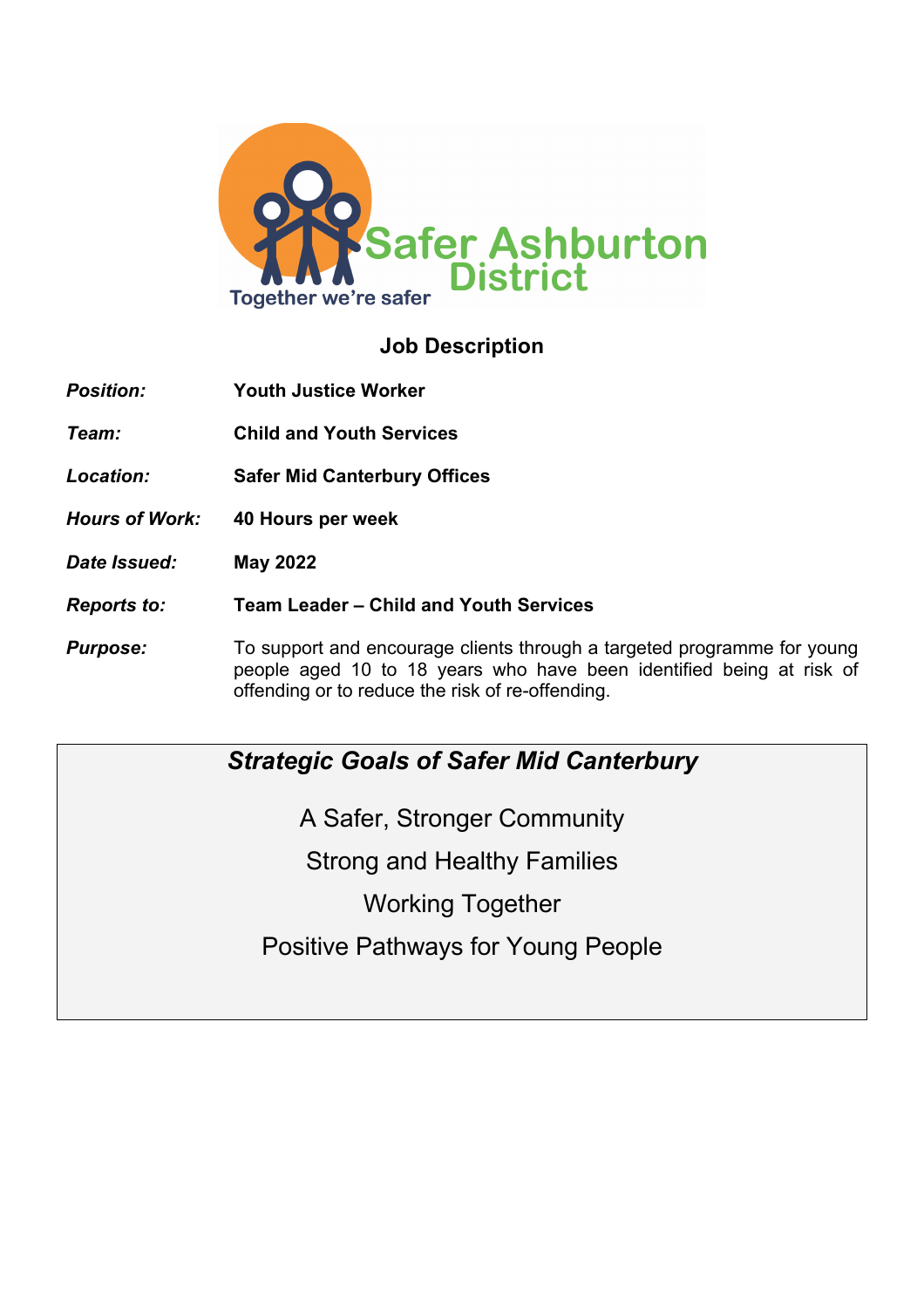Safer Ashburton District

Together we're safer

## Job Description

| | |
|---|---|
| ***Position:*** | **Youth Justice Worker** |
| ***Team:*** | **Child and Youth Services** |
| ***Location:*** | **Safer Mid Canterbury Offices** |
| ***Hours of Work:*** | **40 Hours per week** |
| ***Date Issued:*** | **May 2022** |
| ***Reports to:*** | **Team Leader – Child and Youth Services** |
| ***Purpose:*** | To support and encourage clients through a targeted programme for young people aged 10 to 18 years who have been identified being at risk of offending or to reduce the risk of re-offending. |

### *Strategic Goals of Safer Mid Canterbury*

A Safer, Stronger Community

Strong and Healthy Families

Working Together

Positive Pathways for Young People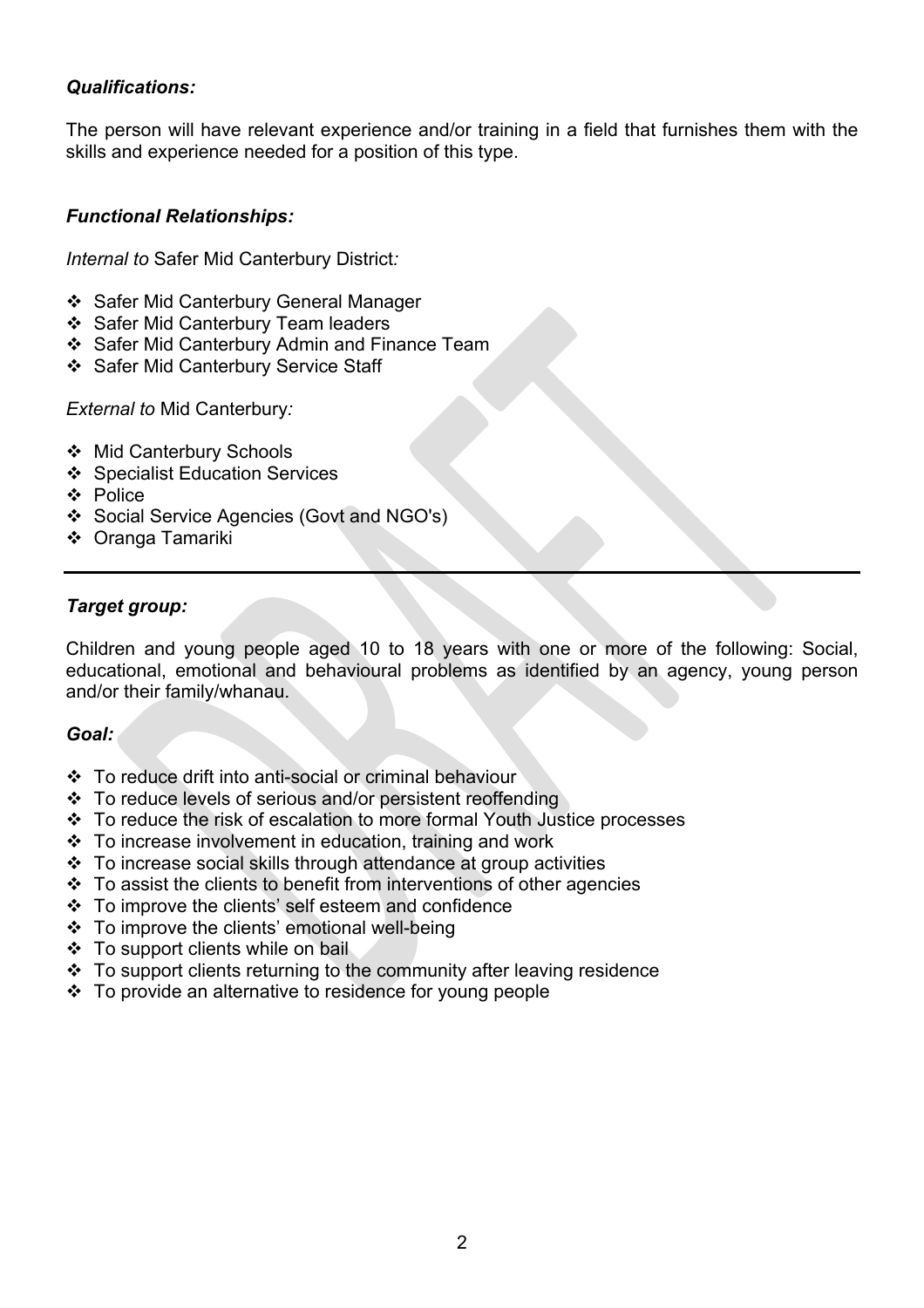***Qualifications:***

The person will have relevant experience and/or training in a field that furnishes them with the skills and experience needed for a position of this type.

***Functional Relationships:***

*Internal to* Safer Mid Canterbury District*:*

- Safer Mid Canterbury General Manager
- Safer Mid Canterbury Team leaders
- Safer Mid Canterbury Admin and Finance Team
- Safer Mid Canterbury Service Staff

*External to* Mid Canterbury*:*

- Mid Canterbury Schools
- Specialist Education Services
- Police
- Social Service Agencies (Govt and NGO's)
- Oranga Tamariki

---

***Target group:***

Children and young people aged 10 to 18 years with one or more of the following: Social, educational, emotional and behavioural problems as identified by an agency, young person and/or their family/whanau.

***Goal:***

- To reduce drift into anti-social or criminal behaviour
- To reduce levels of serious and/or persistent reoffending
- To reduce the risk of escalation to more formal Youth Justice processes
- To increase involvement in education, training and work
- To increase social skills through attendance at group activities
- To assist the clients to benefit from interventions of other agencies
- To improve the clients' self esteem and confidence
- To improve the clients' emotional well-being
- To support clients while on bail
- To support clients returning to the community after leaving residence
- To provide an alternative to residence for young people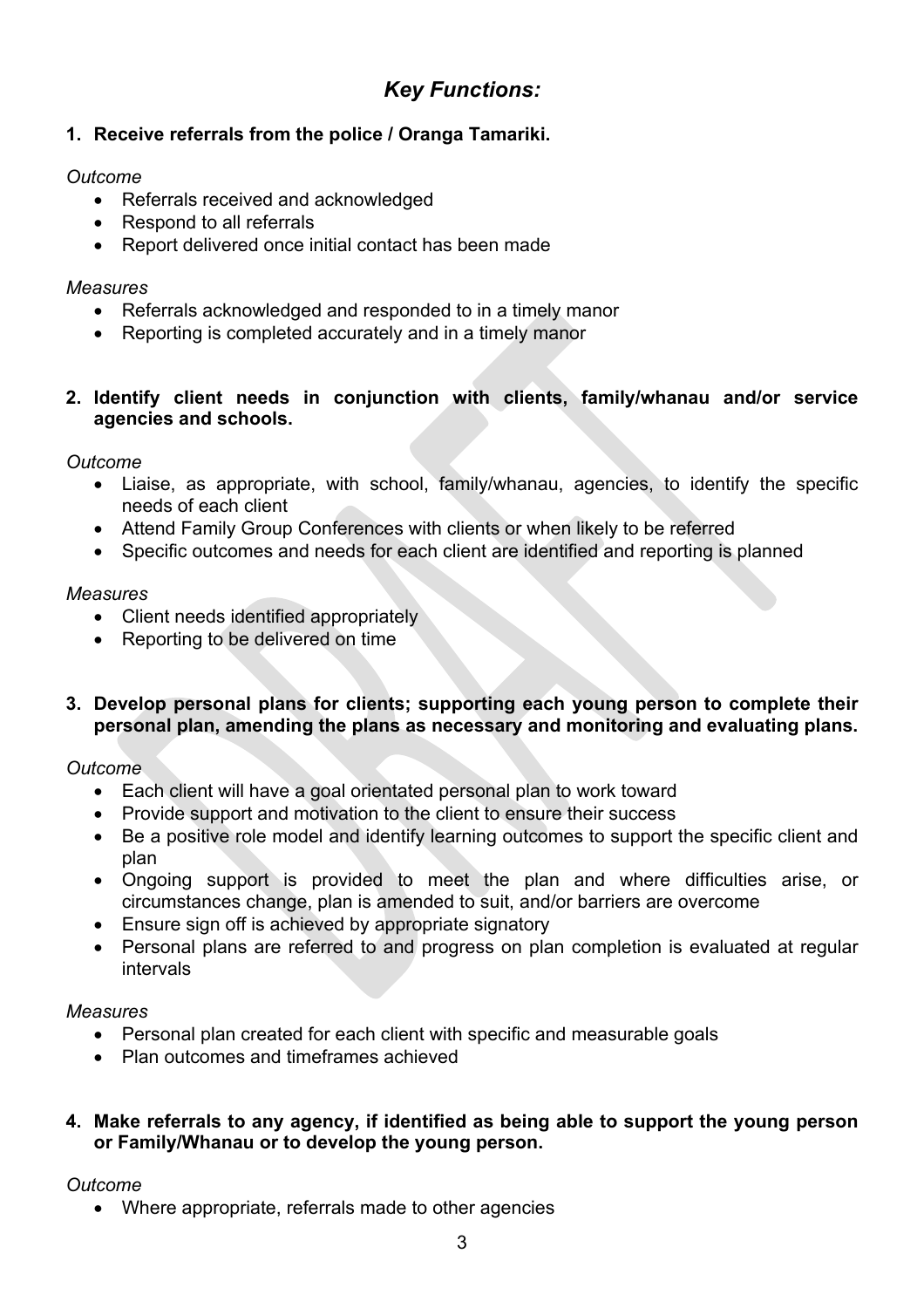## *Key Functions:*

**1. Receive referrals from the police / Oranga Tamariki.**

*Outcome*

- Referrals received and acknowledged
- Respond to all referrals
- Report delivered once initial contact has been made

*Measures*

- Referrals acknowledged and responded to in a timely manor
- Reporting is completed accurately and in a timely manor

**2. Identify client needs in conjunction with clients, family/whanau and/or service agencies and schools.**

*Outcome*

- Liaise, as appropriate, with school, family/whanau, agencies, to identify the specific needs of each client
- Attend Family Group Conferences with clients or when likely to be referred
- Specific outcomes and needs for each client are identified and reporting is planned

*Measures*

- Client needs identified appropriately
- Reporting to be delivered on time

**3. Develop personal plans for clients; supporting each young person to complete their personal plan, amending the plans as necessary and monitoring and evaluating plans.**

*Outcome*

- Each client will have a goal orientated personal plan to work toward
- Provide support and motivation to the client to ensure their success
- Be a positive role model and identify learning outcomes to support the specific client and plan
- Ongoing support is provided to meet the plan and where difficulties arise, or circumstances change, plan is amended to suit, and/or barriers are overcome
- Ensure sign off is achieved by appropriate signatory
- Personal plans are referred to and progress on plan completion is evaluated at regular intervals

*Measures*

- Personal plan created for each client with specific and measurable goals
- Plan outcomes and timeframes achieved

**4. Make referrals to any agency, if identified as being able to support the young person or Family/Whanau or to develop the young person.**

*Outcome*

- Where appropriate, referrals made to other agencies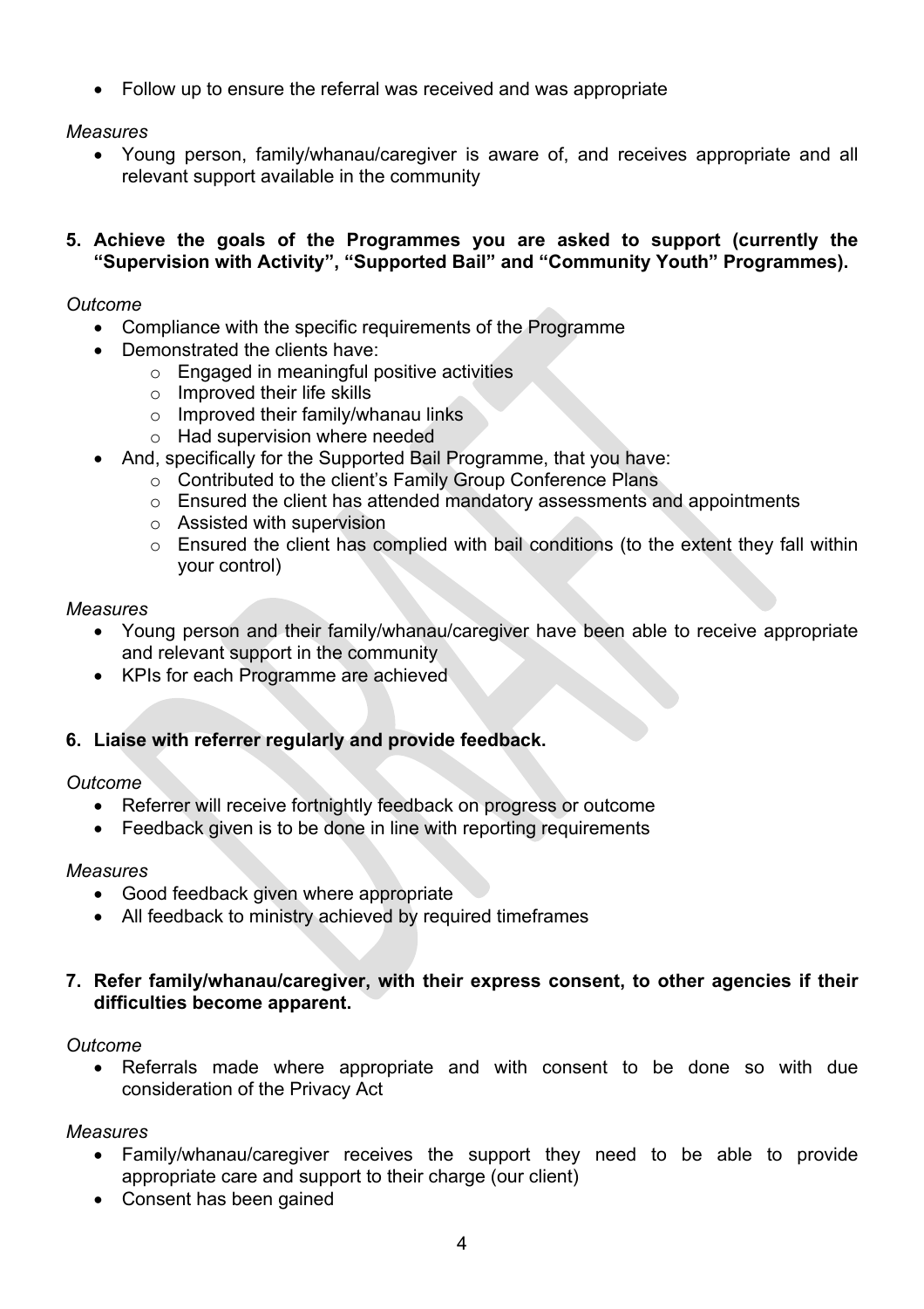- Follow up to ensure the referral was received and was appropriate

*Measures*

- Young person, family/whanau/caregiver is aware of, and receives appropriate and all relevant support available in the community

**5. Achieve the goals of the Programmes you are asked to support (currently the "Supervision with Activity", "Supported Bail" and "Community Youth" Programmes).**

*Outcome*

- Compliance with the specific requirements of the Programme
- Demonstrated the clients have:
  - Engaged in meaningful positive activities
  - Improved their life skills
  - Improved their family/whanau links
  - Had supervision where needed
- And, specifically for the Supported Bail Programme, that you have:
  - Contributed to the client's Family Group Conference Plans
  - Ensured the client has attended mandatory assessments and appointments
  - Assisted with supervision
  - Ensured the client has complied with bail conditions (to the extent they fall within your control)

*Measures*

- Young person and their family/whanau/caregiver have been able to receive appropriate and relevant support in the community
- KPIs for each Programme are achieved

**6. Liaise with referrer regularly and provide feedback.**

*Outcome*

- Referrer will receive fortnightly feedback on progress or outcome
- Feedback given is to be done in line with reporting requirements

*Measures*

- Good feedback given where appropriate
- All feedback to ministry achieved by required timeframes

**7. Refer family/whanau/caregiver, with their express consent, to other agencies if their difficulties become apparent.**

*Outcome*

- Referrals made where appropriate and with consent to be done so with due consideration of the Privacy Act

*Measures*

- Family/whanau/caregiver receives the support they need to be able to provide appropriate care and support to their charge (our client)
- Consent has been gained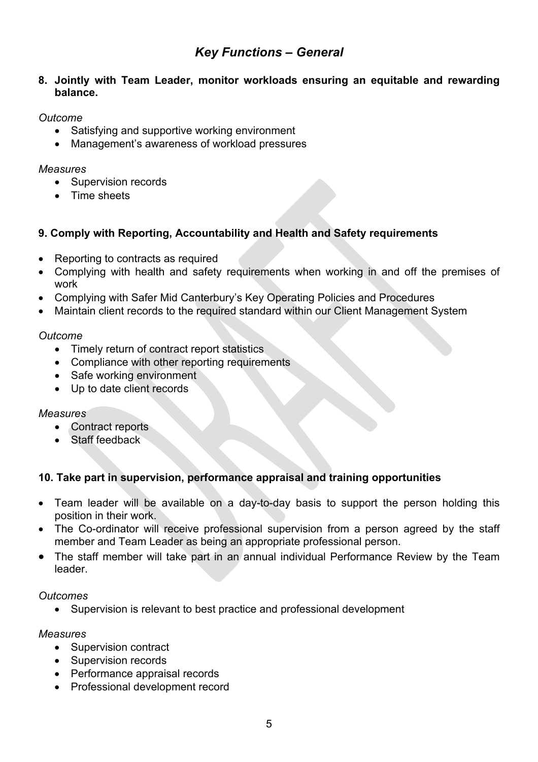## *Key Functions – General*

**8. Jointly with Team Leader, monitor workloads ensuring an equitable and rewarding balance.**

*Outcome*

- Satisfying and supportive working environment
- Management's awareness of workload pressures

*Measures*

- Supervision records
- Time sheets

**9. Comply with Reporting, Accountability and Health and Safety requirements**

- Reporting to contracts as required
- Complying with health and safety requirements when working in and off the premises of work
- Complying with Safer Mid Canterbury's Key Operating Policies and Procedures
- Maintain client records to the required standard within our Client Management System

*Outcome*

- Timely return of contract report statistics
- Compliance with other reporting requirements
- Safe working environment
- Up to date client records

*Measures*

- Contract reports
- Staff feedback

**10. Take part in supervision, performance appraisal and training opportunities**

- Team leader will be available on a day-to-day basis to support the person holding this position in their work.
- The Co-ordinator will receive professional supervision from a person agreed by the staff member and Team Leader as being an appropriate professional person.
- The staff member will take part in an annual individual Performance Review by the Team leader.

*Outcomes*

- Supervision is relevant to best practice and professional development

*Measures*

- Supervision contract
- Supervision records
- Performance appraisal records
- Professional development record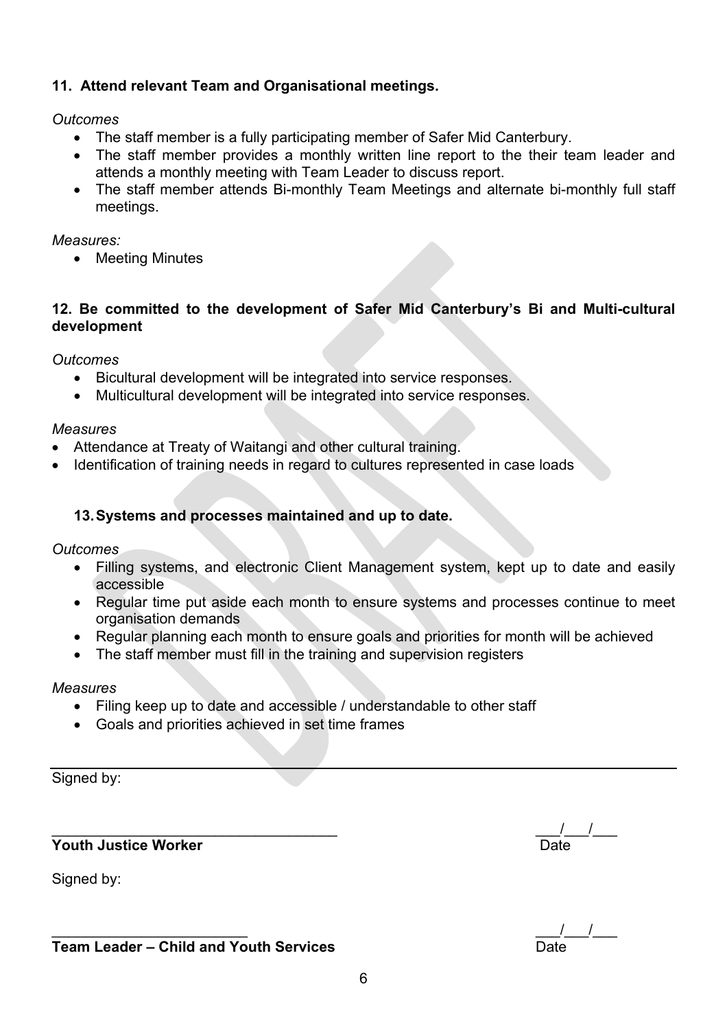**11. Attend relevant Team and Organisational meetings.**

*Outcomes*

- The staff member is a fully participating member of Safer Mid Canterbury.
- The staff member provides a monthly written line report to the their team leader and attends a monthly meeting with Team Leader to discuss report.
- The staff member attends Bi-monthly Team Meetings and alternate bi-monthly full staff meetings.

*Measures:*

- Meeting Minutes

**12. Be committed to the development of Safer Mid Canterbury's Bi and Multi-cultural development**

*Outcomes*

- Bicultural development will be integrated into service responses.
- Multicultural development will be integrated into service responses.

*Measures*

- Attendance at Treaty of Waitangi and other cultural training.
- Identification of training needs in regard to cultures represented in case loads

**13. Systems and processes maintained and up to date.**

*Outcomes*

- Filling systems, and electronic Client Management system, kept up to date and easily accessible
- Regular time put aside each month to ensure systems and processes continue to meet organisation demands
- Regular planning each month to ensure goals and priorities for month will be achieved
- The staff member must fill in the training and supervision registers

*Measures*

- Filing keep up to date and accessible / understandable to other staff
- Goals and priorities achieved in set time frames

---

Signed by:

____________________________________ ___/___/___

**Youth Justice Worker** Date

Signed by:

________________________ ___/___/___

**Team Leader – Child and Youth Services** Date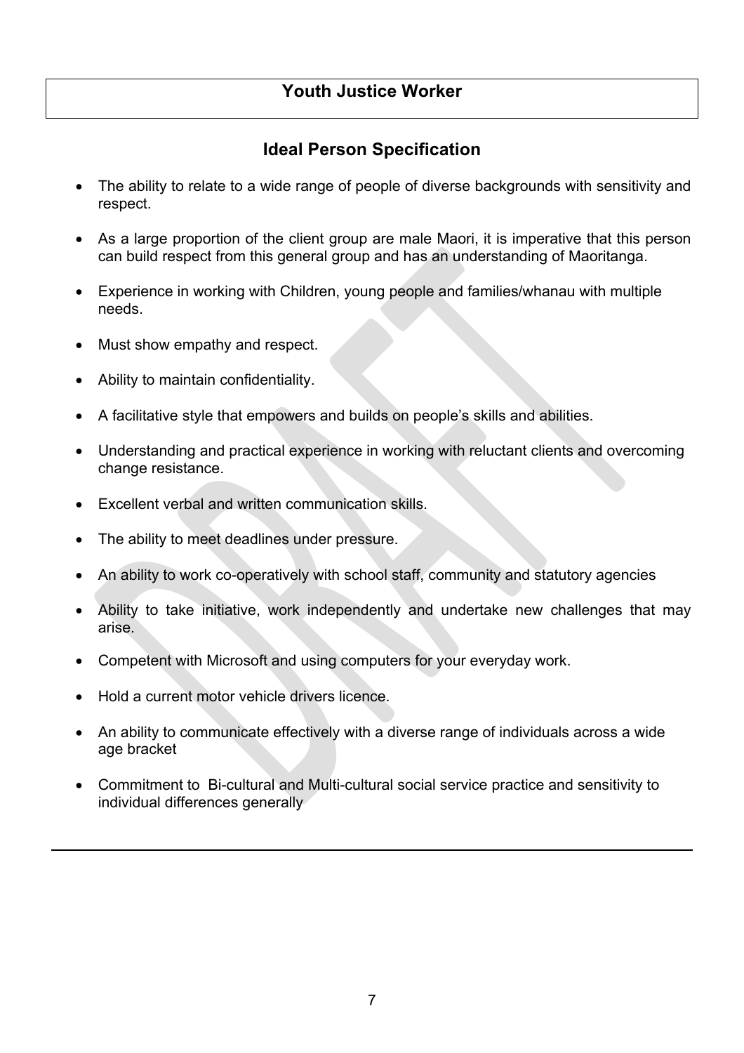# Youth Justice Worker

## Ideal Person Specification

- The ability to relate to a wide range of people of diverse backgrounds with sensitivity and respect.
- As a large proportion of the client group are male Maori, it is imperative that this person can build respect from this general group and has an understanding of Maoritanga.
- Experience in working with Children, young people and families/whanau with multiple needs.
- Must show empathy and respect.
- Ability to maintain confidentiality.
- A facilitative style that empowers and builds on people's skills and abilities.
- Understanding and practical experience in working with reluctant clients and overcoming change resistance.
- Excellent verbal and written communication skills.
- The ability to meet deadlines under pressure.
- An ability to work co-operatively with school staff, community and statutory agencies
- Ability to take initiative, work independently and undertake new challenges that may arise.
- Competent with Microsoft and using computers for your everyday work.
- Hold a current motor vehicle drivers licence.
- An ability to communicate effectively with a diverse range of individuals across a wide age bracket
- Commitment to Bi-cultural and Multi-cultural social service practice and sensitivity to individual differences generally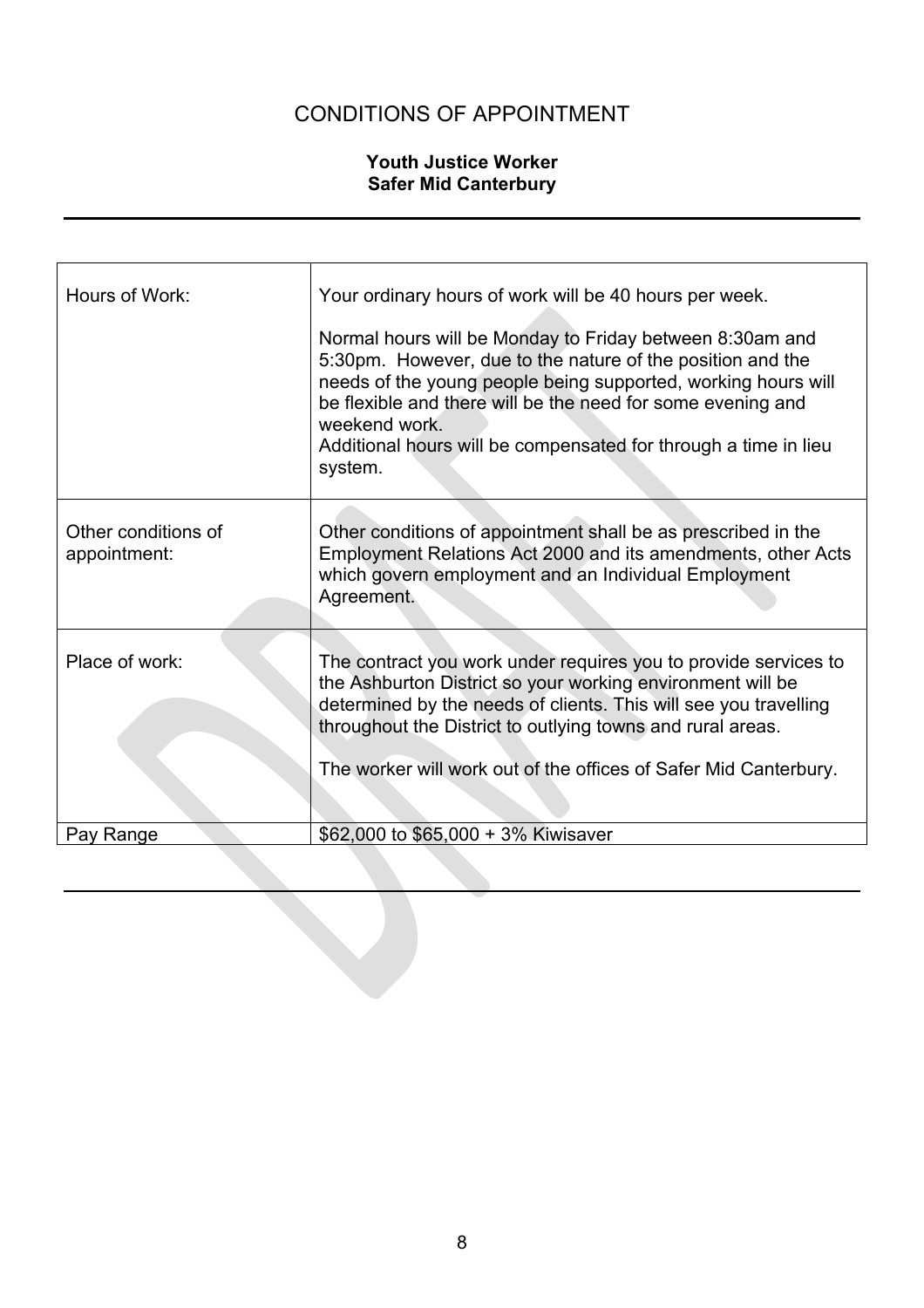# CONDITIONS OF APPOINTMENT

**Youth Justice Worker**
**Safer Mid Canterbury**

| | |
|---|---|
| Hours of Work: | Your ordinary hours of work will be 40 hours per week.<br><br>Normal hours will be Monday to Friday between 8:30am and 5:30pm. However, due to the nature of the position and the needs of the young people being supported, working hours will be flexible and there will be the need for some evening and weekend work.<br>Additional hours will be compensated for through a time in lieu system. |
| Other conditions of appointment: | Other conditions of appointment shall be as prescribed in the Employment Relations Act 2000 and its amendments, other Acts which govern employment and an Individual Employment Agreement. |
| Place of work: | The contract you work under requires you to provide services to the Ashburton District so your working environment will be determined by the needs of clients. This will see you travelling throughout the District to outlying towns and rural areas.<br><br>The worker will work out of the offices of Safer Mid Canterbury. |
| Pay Range | $62,000 to $65,000 + 3% Kiwisaver |